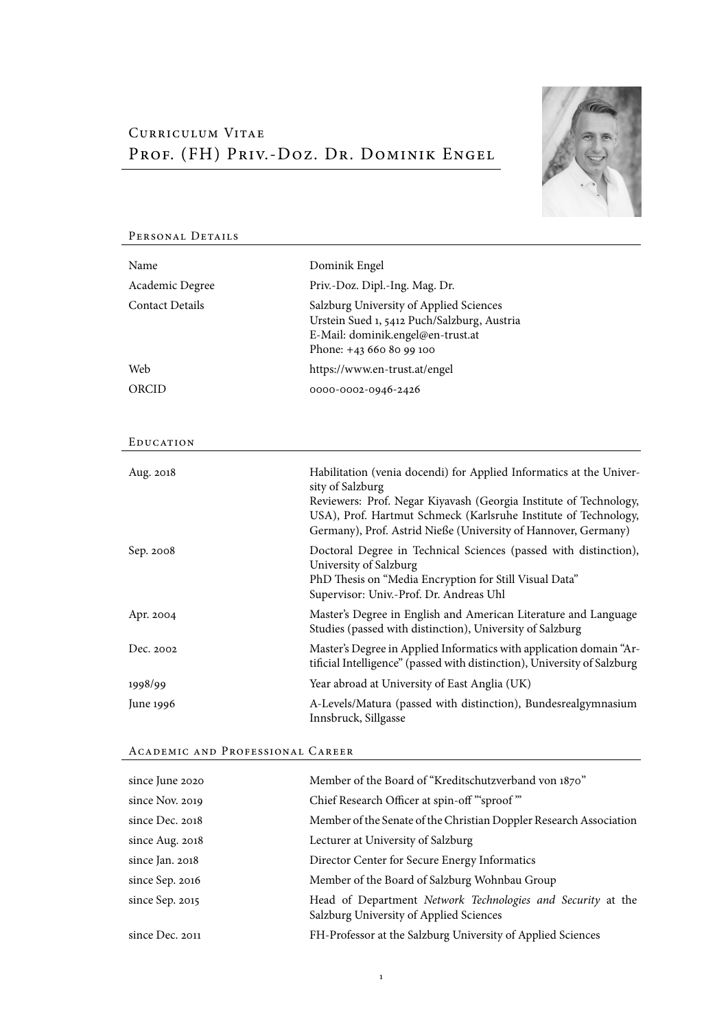# Curriculum Vitae
# Prof. (FH) Priv.-Doz. Dr. Dominik Engel

## Personal Details

| | |
|---|---|
| Name | Dominik Engel |
| Academic Degree | Priv.-Doz. Dipl.-Ing. Mag. Dr. |
| Contact Details | Salzburg University of Applied Sciences<br>Urstein Sued 1, 5412 Puch/Salzburg, Austria<br>E-Mail: dominik.engel@en-trust.at<br>Phone: +43 660 80 99 100 |
| Web | https://www.en-trust.at/engel |
| ORCID | 0000-0002-0946-2426 |

## Education

| | |
|---|---|
| Aug. 2018 | Habilitation (venia docendi) for Applied Informatics at the University of Salzburg<br>Reviewers: Prof. Negar Kiyavash (Georgia Institute of Technology, USA), Prof. Hartmut Schmeck (Karlsruhe Institute of Technology, Germany), Prof. Astrid Nieße (University of Hannover, Germany) |
| Sep. 2008 | Doctoral Degree in Technical Sciences (passed with distinction), University of Salzburg<br>PhD Thesis on "Media Encryption for Still Visual Data"<br>Supervisor: Univ.-Prof. Dr. Andreas Uhl |
| Apr. 2004 | Master's Degree in English and American Literature and Language Studies (passed with distinction), University of Salzburg |
| Dec. 2002 | Master's Degree in Applied Informatics with application domain "Artificial Intelligence" (passed with distinction), University of Salzburg |
| 1998/99 | Year abroad at University of East Anglia (UK) |
| June 1996 | A-Levels/Matura (passed with distinction), Bundesrealgymnasium Innsbruck, Sillgasse |

## Academic and Professional Career

| | |
|---|---|
| since June 2020 | Member of the Board of "Kreditschutzverband von 1870" |
| since Nov. 2019 | Chief Research Officer at spin-off "'sproof'" |
| since Dec. 2018 | Member of the Senate of the Christian Doppler Research Association |
| since Aug. 2018 | Lecturer at University of Salzburg |
| since Jan. 2018 | Director Center for Secure Energy Informatics |
| since Sep. 2016 | Member of the Board of Salzburg Wohnbau Group |
| since Sep. 2015 | Head of Department *Network Technologies and Security* at the Salzburg University of Applied Sciences |
| since Dec. 2011 | FH-Professor at the Salzburg University of Applied Sciences |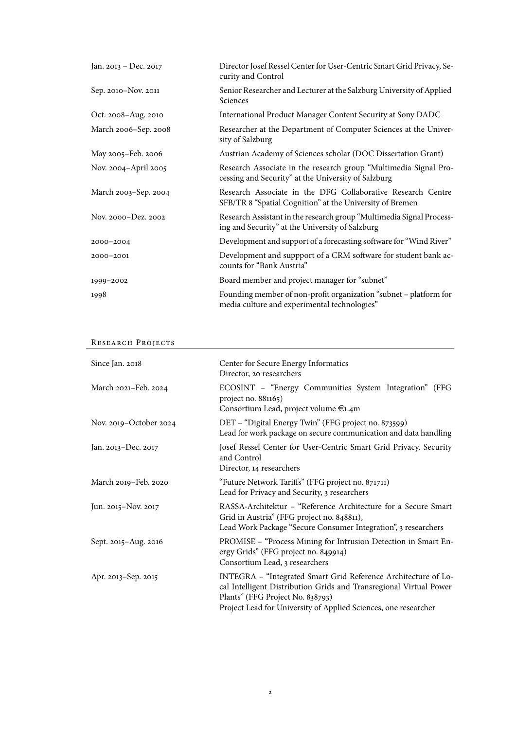| | |
|---|---|
| Jan. 2013 – Dec. 2017 | Director Josef Ressel Center for User-Centric Smart Grid Privacy, Security and Control |
| Sep. 2010–Nov. 2011 | Senior Researcher and Lecturer at the Salzburg University of Applied Sciences |
| Oct. 2008–Aug. 2010 | International Product Manager Content Security at Sony DADC |
| March 2006–Sep. 2008 | Researcher at the Department of Computer Sciences at the University of Salzburg |
| May 2005–Feb. 2006 | Austrian Academy of Sciences scholar (DOC Dissertation Grant) |
| Nov. 2004–April 2005 | Research Associate in the research group "Multimedia Signal Processing and Security" at the University of Salzburg |
| March 2003–Sep. 2004 | Research Associate in the DFG Collaborative Research Centre SFB/TR 8 "Spatial Cognition" at the University of Bremen |
| Nov. 2000–Dez. 2002 | Research Assistant in the research group "Multimedia Signal Processing and Security" at the University of Salzburg |
| 2000–2004 | Development and support of a forecasting software for "Wind River" |
| 2000–2001 | Development and suppport of a CRM software for student bank accounts for "Bank Austria" |
| 1999–2002 | Board member and project manager for "subnet" |
| 1998 | Founding member of non-profit organization "subnet – platform for media culture and experimental technologies" |

## Research Projects

| | |
|---|---|
| Since Jan. 2018 | Center for Secure Energy Informatics<br>Director, 20 researchers |
| March 2021–Feb. 2024 | ECOSINT – "Energy Communities System Integration" (FFG project no. 881165)<br>Consortium Lead, project volume €1.4m |
| Nov. 2019–October 2024 | DET – "Digital Energy Twin" (FFG project no. 873599)<br>Lead for work package on secure communication and data handling |
| Jan. 2013–Dec. 2017 | Josef Ressel Center for User-Centric Smart Grid Privacy, Security and Control<br>Director, 14 researchers |
| March 2019–Feb. 2020 | "Future Network Tariffs" (FFG project no. 871711)<br>Lead for Privacy and Security, 3 researchers |
| Jun. 2015–Nov. 2017 | RASSA-Architektur – "Reference Architecture for a Secure Smart Grid in Austria" (FFG project no. 848811),<br>Lead Work Package "Secure Consumer Integration", 3 researchers |
| Sept. 2015–Aug. 2016 | PROMISE – "Process Mining for Intrusion Detection in Smart Energy Grids" (FFG project no. 849914)<br>Consortium Lead, 3 researchers |
| Apr. 2013–Sep. 2015 | INTEGRA – "Integrated Smart Grid Reference Architecture of Local Intelligent Distribution Grids and Transregional Virtual Power Plants" (FFG Project No. 838793)<br>Project Lead for University of Applied Sciences, one researcher |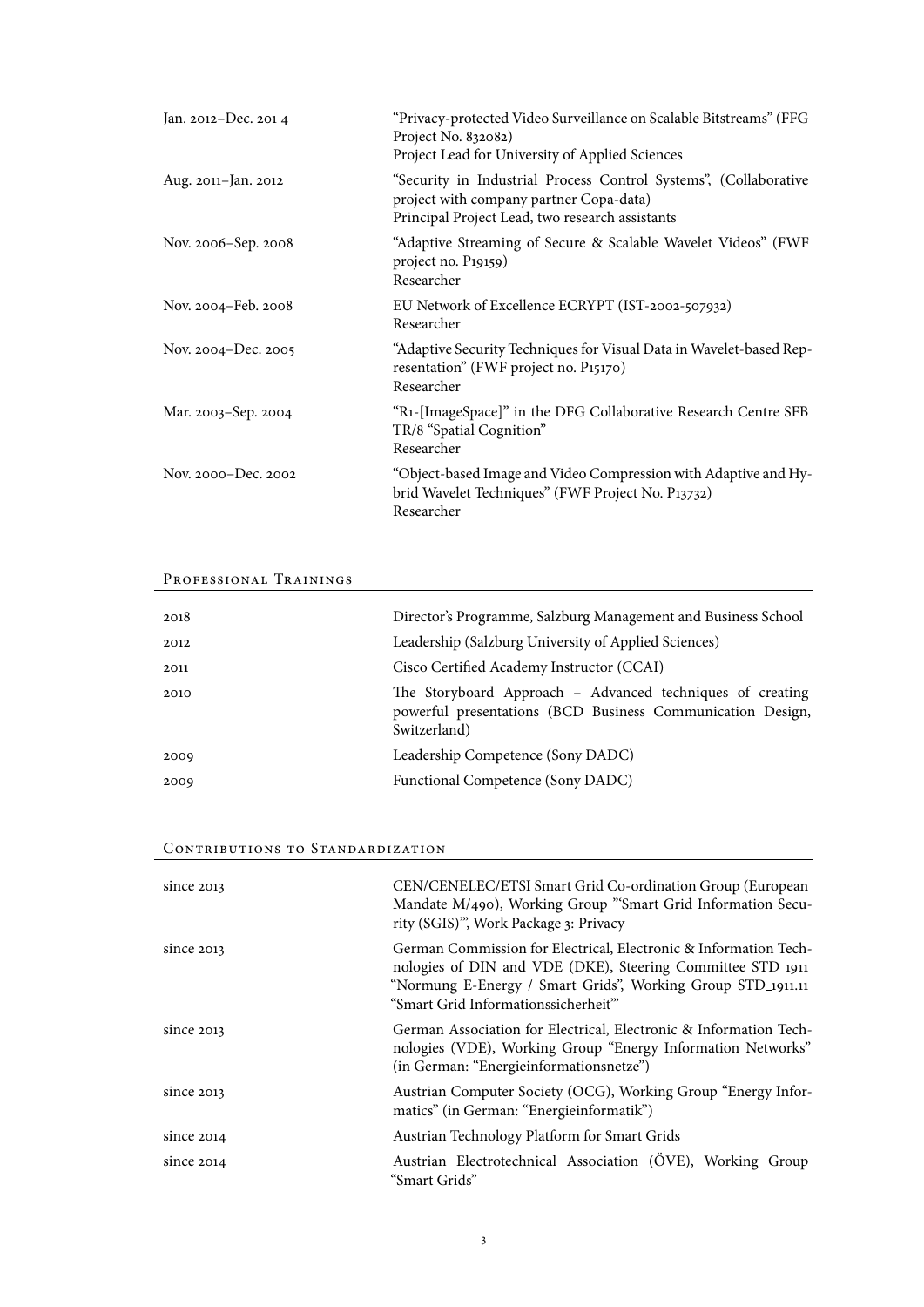| | |
|---|---|
| Jan. 2012–Dec. 201 4 | "Privacy-protected Video Surveillance on Scalable Bitstreams" (FFG Project No. 832082)<br>Project Lead for University of Applied Sciences |
| Aug. 2011–Jan. 2012 | "Security in Industrial Process Control Systems", (Collaborative project with company partner Copa-data)<br>Principal Project Lead, two research assistants |
| Nov. 2006–Sep. 2008 | "Adaptive Streaming of Secure & Scalable Wavelet Videos" (FWF project no. P19159)<br>Researcher |
| Nov. 2004–Feb. 2008 | EU Network of Excellence ECRYPT (IST-2002-507932)<br>Researcher |
| Nov. 2004–Dec. 2005 | "Adaptive Security Techniques for Visual Data in Wavelet-based Representation" (FWF project no. P15170)<br>Researcher |
| Mar. 2003–Sep. 2004 | "R1-[ImageSpace]" in the DFG Collaborative Research Centre SFB TR/8 "Spatial Cognition"<br>Researcher |
| Nov. 2000–Dec. 2002 | "Object-based Image and Video Compression with Adaptive and Hybrid Wavelet Techniques" (FWF Project No. P13732)<br>Researcher |

## Professional Trainings

| | |
|---|---|
| 2018 | Director's Programme, Salzburg Management and Business School |
| 2012 | Leadership (Salzburg University of Applied Sciences) |
| 2011 | Cisco Certified Academy Instructor (CCAI) |
| 2010 | The Storyboard Approach – Advanced techniques of creating powerful presentations (BCD Business Communication Design, Switzerland) |
| 2009 | Leadership Competence (Sony DADC) |
| 2009 | Functional Competence (Sony DADC) |

## Contributions to Standardization

| | |
|---|---|
| since 2013 | CEN/CENELEC/ETSI Smart Grid Co-ordination Group (European Mandate M/490), Working Group "'Smart Grid Information Security (SGIS)'", Work Package 3: Privacy |
| since 2013 | German Commission for Electrical, Electronic & Information Technologies of DIN and VDE (DKE), Steering Committee STD_1911 "Normung E-Energy / Smart Grids", Working Group STD_1911.11 "Smart Grid Informationssicherheit'" |
| since 2013 | German Association for Electrical, Electronic & Information Technologies (VDE), Working Group "Energy Information Networks" (in German: "Energieinformationsnetze") |
| since 2013 | Austrian Computer Society (OCG), Working Group "Energy Informatics" (in German: "Energieinformatik") |
| since 2014 | Austrian Technology Platform for Smart Grids |
| since 2014 | Austrian Electrotechnical Association (ÖVE), Working Group "Smart Grids" |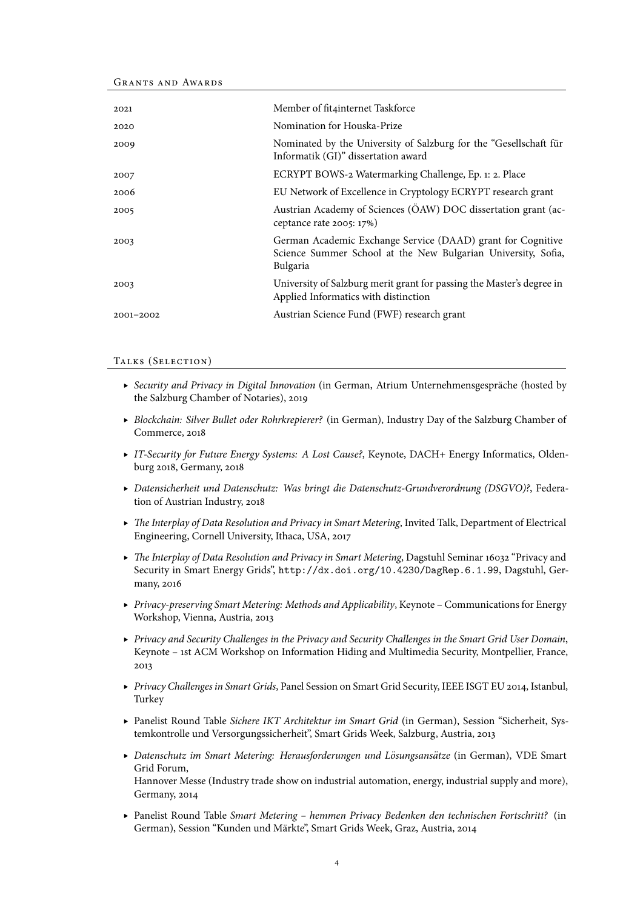## Grants and Awards

| | |
|---|---|
| 2021 | Member of fit4internet Taskforce |
| 2020 | Nomination for Houska-Prize |
| 2009 | Nominated by the University of Salzburg for the "Gesellschaft für Informatik (GI)" dissertation award |
| 2007 | ECRYPT BOWS-2 Watermarking Challenge, Ep. 1: 2. Place |
| 2006 | EU Network of Excellence in Cryptology ECRYPT research grant |
| 2005 | Austrian Academy of Sciences (ÖAW) DOC dissertation grant (acceptance rate 2005: 17%) |
| 2003 | German Academic Exchange Service (DAAD) grant for Cognitive Science Summer School at the New Bulgarian University, Sofia, Bulgaria |
| 2003 | University of Salzburg merit grant for passing the Master's degree in Applied Informatics with distinction |
| 2001–2002 | Austrian Science Fund (FWF) research grant |

## Talks (Selection)

- *Security and Privacy in Digital Innovation* (in German, Atrium Unternehmensgespräche (hosted by the Salzburg Chamber of Notaries), 2019
- *Blockchain: Silver Bullet oder Rohrkrepierer?* (in German), Industry Day of the Salzburg Chamber of Commerce, 2018
- *IT-Security for Future Energy Systems: A Lost Cause?*, Keynote, DACH+ Energy Informatics, Oldenburg 2018, Germany, 2018
- *Datensicherheit und Datenschutz: Was bringt die Datenschutz-Grundverordnung (DSGVO)?*, Federation of Austrian Industry, 2018
- *The Interplay of Data Resolution and Privacy in Smart Metering*, Invited Talk, Department of Electrical Engineering, Cornell University, Ithaca, USA, 2017
- *The Interplay of Data Resolution and Privacy in Smart Metering*, Dagstuhl Seminar 16032 "Privacy and Security in Smart Energy Grids", `http://dx.doi.org/10.4230/DagRep.6.1.99`, Dagstuhl, Germany, 2016
- *Privacy-preserving Smart Metering: Methods and Applicability*, Keynote – Communications for Energy Workshop, Vienna, Austria, 2013
- *Privacy and Security Challenges in the Privacy and Security Challenges in the Smart Grid User Domain*, Keynote – 1st ACM Workshop on Information Hiding and Multimedia Security, Montpellier, France, 2013
- *Privacy Challenges in Smart Grids*, Panel Session on Smart Grid Security, IEEE ISGT EU 2014, Istanbul, Turkey
- Panelist Round Table *Sichere IKT Architektur im Smart Grid* (in German), Session "Sicherheit, Systemkontrolle und Versorgungssicherheit", Smart Grids Week, Salzburg, Austria, 2013
- *Datenschutz im Smart Metering: Herausforderungen und Lösungsansätze* (in German), VDE Smart Grid Forum,
  Hannover Messe (Industry trade show on industrial automation, energy, industrial supply and more), Germany, 2014
- Panelist Round Table *Smart Metering – hemmen Privacy Bedenken den technischen Fortschritt?* (in German), Session "Kunden und Märkte", Smart Grids Week, Graz, Austria, 2014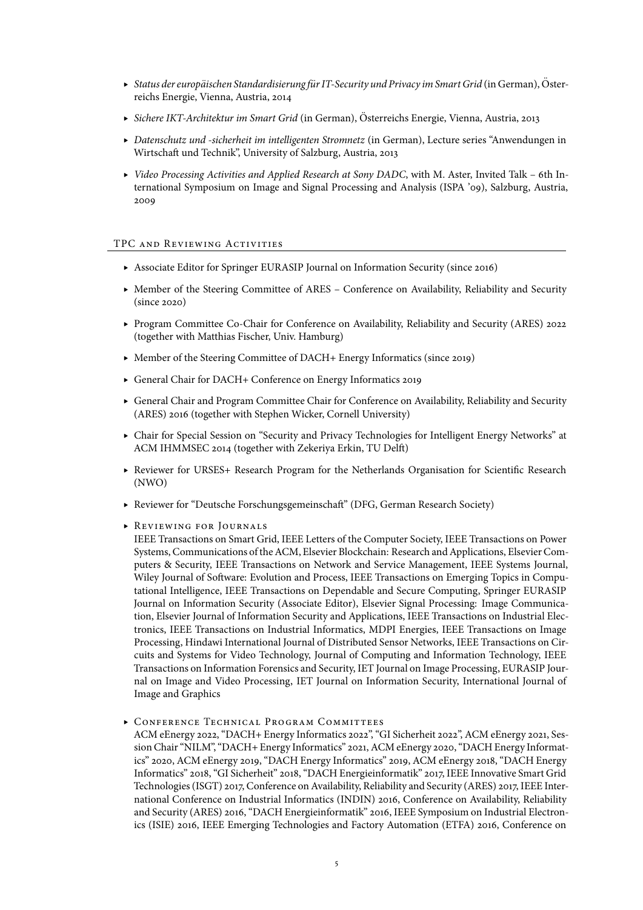- *Status der europäischen Standardisierung für IT-Security und Privacy im Smart Grid* (in German), Österreichs Energie, Vienna, Austria, 2014
- *Sichere IKT-Architektur im Smart Grid* (in German), Österreichs Energie, Vienna, Austria, 2013
- *Datenschutz und -sicherheit im intelligenten Stromnetz* (in German), Lecture series "Anwendungen in Wirtschaft und Technik", University of Salzburg, Austria, 2013
- *Video Processing Activities and Applied Research at Sony DADC*, with M. Aster, Invited Talk – 6th International Symposium on Image and Signal Processing and Analysis (ISPA '09), Salzburg, Austria, 2009

## TPC and Reviewing Activities

- Associate Editor for Springer EURASIP Journal on Information Security (since 2016)
- Member of the Steering Committee of ARES – Conference on Availability, Reliability and Security (since 2020)
- Program Committee Co-Chair for Conference on Availability, Reliability and Security (ARES) 2022 (together with Matthias Fischer, Univ. Hamburg)
- Member of the Steering Committee of DACH+ Energy Informatics (since 2019)
- General Chair for DACH+ Conference on Energy Informatics 2019
- General Chair and Program Committee Chair for Conference on Availability, Reliability and Security (ARES) 2016 (together with Stephen Wicker, Cornell University)
- Chair for Special Session on "Security and Privacy Technologies for Intelligent Energy Networks" at ACM IHMMSEC 2014 (together with Zekeriya Erkin, TU Delft)
- Reviewer for URSES+ Research Program for the Netherlands Organisation for Scientific Research (NWO)
- Reviewer for "Deutsche Forschungsgemeinschaft" (DFG, German Research Society)
- Reviewing for Journals
  IEEE Transactions on Smart Grid, IEEE Letters of the Computer Society, IEEE Transactions on Power Systems, Communications of the ACM, Elsevier Blockchain: Research and Applications, Elsevier Computers & Security, IEEE Transactions on Network and Service Management, IEEE Systems Journal, Wiley Journal of Software: Evolution and Process, IEEE Transactions on Emerging Topics in Computational Intelligence, IEEE Transactions on Dependable and Secure Computing, Springer EURASIP Journal on Information Security (Associate Editor), Elsevier Signal Processing: Image Communication, Elsevier Journal of Information Security and Applications, IEEE Transactions on Industrial Electronics, IEEE Transactions on Industrial Informatics, MDPI Energies, IEEE Transactions on Image Processing, Hindawi International Journal of Distributed Sensor Networks, IEEE Transactions on Circuits and Systems for Video Technology, Journal of Computing and Information Technology, IEEE Transactions on Information Forensics and Security, IET Journal on Image Processing, EURASIP Journal on Image and Video Processing, IET Journal on Information Security, International Journal of Image and Graphics
- Conference Technical Program Committees
  ACM eEnergy 2022, "DACH+ Energy Informatics 2022", "GI Sicherheit 2022", ACM eEnergy 2021, Session Chair "NILM", "DACH+ Energy Informatics" 2021, ACM eEnergy 2020, "DACH Energy Informatics" 2020, ACM eEnergy 2019, "DACH Energy Informatics" 2019, ACM eEnergy 2018, "DACH Energy Informatics" 2018, "GI Sicherheit" 2018, "DACH Energieinformatik" 2017, IEEE Innovative Smart Grid Technologies (ISGT) 2017, Conference on Availability, Reliability and Security (ARES) 2017, IEEE International Conference on Industrial Informatics (INDIN) 2016, Conference on Availability, Reliability and Security (ARES) 2016, "DACH Energieinformatik" 2016, IEEE Symposium on Industrial Electronics (ISIE) 2016, IEEE Emerging Technologies and Factory Automation (ETFA) 2016, Conference on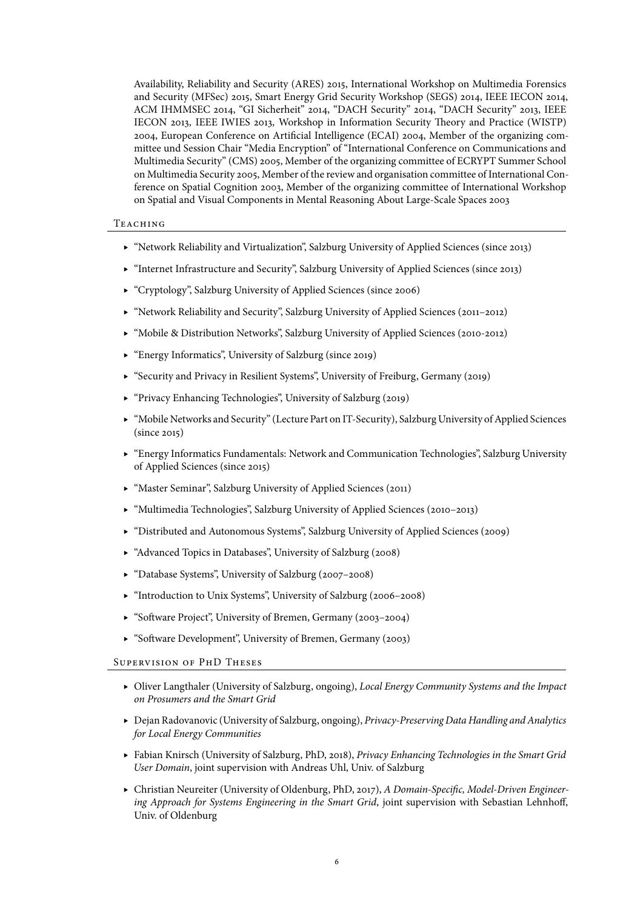Availability, Reliability and Security (ARES) 2015, International Workshop on Multimedia Forensics and Security (MFSec) 2015, Smart Energy Grid Security Workshop (SEGS) 2014, IEEE IECON 2014, ACM IHMMSEC 2014, "GI Sicherheit" 2014, "DACH Security" 2014, "DACH Security" 2013, IEEE IECON 2013, IEEE IWIES 2013, Workshop in Information Security Theory and Practice (WISTP) 2004, European Conference on Artificial Intelligence (ECAI) 2004, Member of the organizing committee und Session Chair "Media Encryption" of "International Conference on Communications and Multimedia Security" (CMS) 2005, Member of the organizing committee of ECRYPT Summer School on Multimedia Security 2005, Member of the review and organisation committee of International Conference on Spatial Cognition 2003, Member of the organizing committee of International Workshop on Spatial and Visual Components in Mental Reasoning About Large-Scale Spaces 2003

## Teaching

- "Network Reliability and Virtualization", Salzburg University of Applied Sciences (since 2013)
- "Internet Infrastructure and Security", Salzburg University of Applied Sciences (since 2013)
- "Cryptology", Salzburg University of Applied Sciences (since 2006)
- "Network Reliability and Security", Salzburg University of Applied Sciences (2011–2012)
- "Mobile & Distribution Networks", Salzburg University of Applied Sciences (2010-2012)
- "Energy Informatics", University of Salzburg (since 2019)
- "Security and Privacy in Resilient Systems", University of Freiburg, Germany (2019)
- "Privacy Enhancing Technologies", University of Salzburg (2019)
- "Mobile Networks and Security" (Lecture Part on IT-Security), Salzburg University of Applied Sciences (since 2015)
- "Energy Informatics Fundamentals: Network and Communication Technologies", Salzburg University of Applied Sciences (since 2015)
- "Master Seminar", Salzburg University of Applied Sciences (2011)
- "Multimedia Technologies", Salzburg University of Applied Sciences (2010–2013)
- "Distributed and Autonomous Systems", Salzburg University of Applied Sciences (2009)
- "Advanced Topics in Databases", University of Salzburg (2008)
- "Database Systems", University of Salzburg (2007–2008)
- "Introduction to Unix Systems", University of Salzburg (2006–2008)
- "Software Project", University of Bremen, Germany (2003–2004)
- "Software Development", University of Bremen, Germany (2003)

## Supervision of PhD Theses

- Oliver Langthaler (University of Salzburg, ongoing), *Local Energy Community Systems and the Impact on Prosumers and the Smart Grid*
- Dejan Radovanovic (University of Salzburg, ongoing), *Privacy-Preserving Data Handling and Analytics for Local Energy Communities*
- Fabian Knirsch (University of Salzburg, PhD, 2018), *Privacy Enhancing Technologies in the Smart Grid User Domain*, joint supervision with Andreas Uhl, Univ. of Salzburg
- Christian Neureiter (University of Oldenburg, PhD, 2017), *A Domain-Specific, Model-Driven Engineering Approach for Systems Engineering in the Smart Grid*, joint supervision with Sebastian Lehnhoff, Univ. of Oldenburg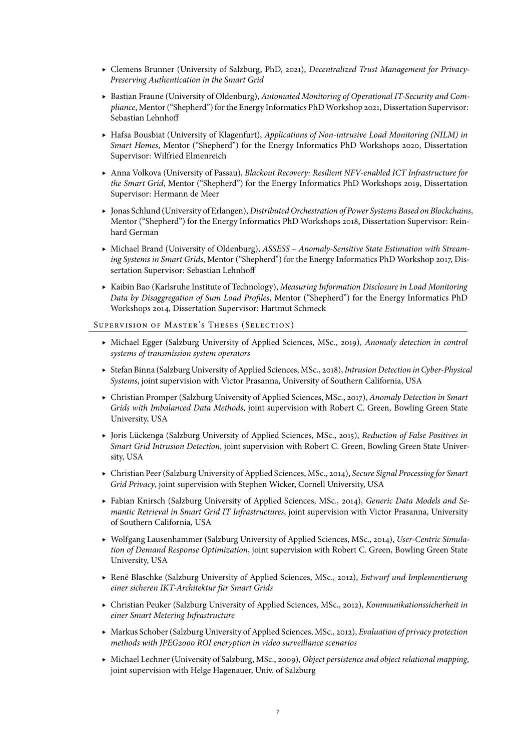- Clemens Brunner (University of Salzburg, PhD, 2021), *Decentralized Trust Management for Privacy-Preserving Authentication in the Smart Grid*
- Bastian Fraune (University of Oldenburg), *Automated Monitoring of Operational IT-Security and Compliance*, Mentor ("Shepherd") for the Energy Informatics PhD Workshop 2021, Dissertation Supervisor: Sebastian Lehnhoff
- Hafsa Bousbiat (University of Klagenfurt), *Applications of Non-intrusive Load Monitoring (NILM) in Smart Homes*, Mentor ("Shepherd") for the Energy Informatics PhD Workshops 2020, Dissertation Supervisor: Wilfried Elmenreich
- Anna Volkova (University of Passau), *Blackout Recovery: Resilient NFV-enabled ICT Infrastructure for the Smart Grid*, Mentor ("Shepherd") for the Energy Informatics PhD Workshops 2019, Dissertation Supervisor: Hermann de Meer
- Jonas Schlund (University of Erlangen), *Distributed Orchestration of Power Systems Based on Blockchains*, Mentor ("Shepherd") for the Energy Informatics PhD Workshops 2018, Dissertation Supervisor: Reinhard German
- Michael Brand (University of Oldenburg), *ASSESS – Anomaly-Sensitive State Estimation with Streaming Systems in Smart Grids*, Mentor ("Shepherd") for the Energy Informatics PhD Workshop 2017, Dissertation Supervisor: Sebastian Lehnhoff
- Kaibin Bao (Karlsruhe Institute of Technology), *Measuring Information Disclosure in Load Monitoring Data by Disaggregation of Sum Load Profiles*, Mentor ("Shepherd") for the Energy Informatics PhD Workshops 2014, Dissertation Supervisor: Hartmut Schmeck

## Supervision of Master's Theses (Selection)

- Michael Egger (Salzburg University of Applied Sciences, MSc., 2019), *Anomaly detection in control systems of transmission system operators*
- Stefan Binna (Salzburg University of Applied Sciences, MSc., 2018), *Intrusion Detection in Cyber-Physical Systems*, joint supervision with Victor Prasanna, University of Southern California, USA
- Christian Promper (Salzburg University of Applied Sciences, MSc., 2017), *Anomaly Detection in Smart Grids with Imbalanced Data Methods*, joint supervision with Robert C. Green, Bowling Green State University, USA
- Joris Lückenga (Salzburg University of Applied Sciences, MSc., 2015), *Reduction of False Positives in Smart Grid Intrusion Detection*, joint supervision with Robert C. Green, Bowling Green State University, USA
- Christian Peer (Salzburg University of Applied Sciences, MSc., 2014), *Secure Signal Processing for Smart Grid Privacy*, joint supervision with Stephen Wicker, Cornell University, USA
- Fabian Knirsch (Salzburg University of Applied Sciences, MSc., 2014), *Generic Data Models and Semantic Retrieval in Smart Grid IT Infrastructures*, joint supervision with Victor Prasanna, University of Southern California, USA
- Wolfgang Lausenhammer (Salzburg University of Applied Sciences, MSc., 2014), *User-Centric Simulation of Demand Response Optimization*, joint supervision with Robert C. Green, Bowling Green State University, USA
- René Blaschke (Salzburg University of Applied Sciences, MSc., 2012), *Entwurf und Implementierung einer sicheren IKT-Architektur für Smart Grids*
- Christian Peuker (Salzburg University of Applied Sciences, MSc., 2012), *Kommunikationssicherheit in einer Smart Metering Infrastructure*
- Markus Schober (Salzburg University of Applied Sciences, MSc., 2012), *Evaluation of privacy protection methods with JPEG2000 ROI encryption in video surveillance scenarios*
- Michael Lechner (University of Salzburg, MSc., 2009), *Object persistence and object relational mapping*, joint supervision with Helge Hagenauer, Univ. of Salzburg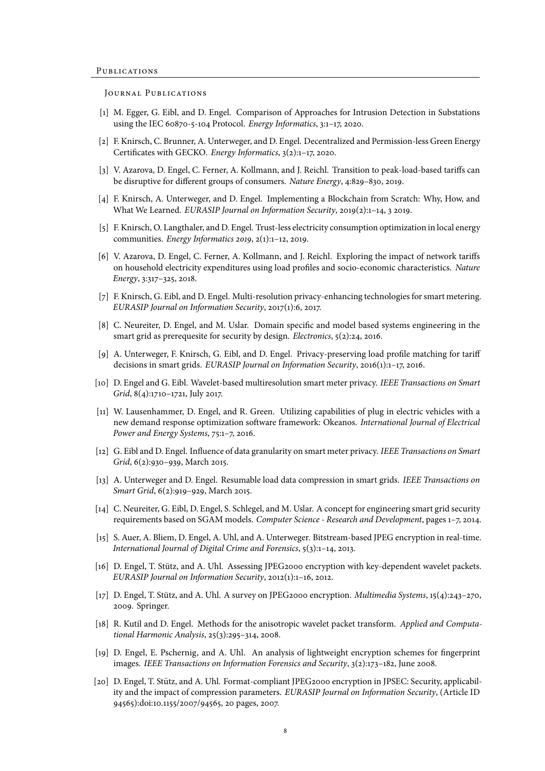### Journal Publications

[1] M. Egger, G. Eibl, and D. Engel. Comparison of Approaches for Intrusion Detection in Substations using the IEC 60870-5-104 Protocol. *Energy Informatics*, 3:1–17, 2020.

[2] F. Knirsch, C. Brunner, A. Unterweger, and D. Engel. Decentralized and Permission-less Green Energy Certificates with GECKO. *Energy Informatics*, 3(2):1–17, 2020.

[3] V. Azarova, D. Engel, C. Ferner, A. Kollmann, and J. Reichl. Transition to peak-load-based tariffs can be disruptive for different groups of consumers. *Nature Energy*, 4:829–830, 2019.

[4] F. Knirsch, A. Unterweger, and D. Engel. Implementing a Blockchain from Scratch: Why, How, and What We Learned. *EURASIP Journal on Information Security*, 2019(2):1–14, 3 2019.

[5] F. Knirsch, O. Langthaler, and D. Engel. Trust-less electricity consumption optimization in local energy communities. *Energy Informatics 2019*, 2(1):1–12, 2019.

[6] V. Azarova, D. Engel, C. Ferner, A. Kollmann, and J. Reichl. Exploring the impact of network tariffs on household electricity expenditures using load profiles and socio-economic characteristics. *Nature Energy*, 3:317–325, 2018.

[7] F. Knirsch, G. Eibl, and D. Engel. Multi-resolution privacy-enhancing technologies for smart metering. *EURASIP Journal on Information Security*, 2017(1):6, 2017.

[8] C. Neureiter, D. Engel, and M. Uslar. Domain specific and model based systems engineering in the smart grid as prerequesite for security by design. *Electronics*, 5(2):24, 2016.

[9] A. Unterweger, F. Knirsch, G. Eibl, and D. Engel. Privacy-preserving load profile matching for tariff decisions in smart grids. *EURASIP Journal on Information Security*, 2016(1):1–17, 2016.

[10] D. Engel and G. Eibl. Wavelet-based multiresolution smart meter privacy. *IEEE Transactions on Smart Grid*, 8(4):1710–1721, July 2017.

[11] W. Lausenhammer, D. Engel, and R. Green. Utilizing capabilities of plug in electric vehicles with a new demand response optimization software framework: Okeanos. *International Journal of Electrical Power and Energy Systems*, 75:1–7, 2016.

[12] G. Eibl and D. Engel. Influence of data granularity on smart meter privacy. *IEEE Transactions on Smart Grid*, 6(2):930–939, March 2015.

[13] A. Unterweger and D. Engel. Resumable load data compression in smart grids. *IEEE Transactions on Smart Grid*, 6(2):919–929, March 2015.

[14] C. Neureiter, G. Eibl, D. Engel, S. Schlegel, and M. Uslar. A concept for engineering smart grid security requirements based on SGAM models. *Computer Science - Research and Development*, pages 1–7, 2014.

[15] S. Auer, A. Bliem, D. Engel, A. Uhl, and A. Unterweger. Bitstream-based JPEG encryption in real-time. *International Journal of Digital Crime and Forensics*, 5(3):1–14, 2013.

[16] D. Engel, T. Stütz, and A. Uhl. Assessing JPEG2000 encryption with key-dependent wavelet packets. *EURASIP Journal on Information Security*, 2012(1):1–16, 2012.

[17] D. Engel, T. Stütz, and A. Uhl. A survey on JPEG2000 encryption. *Multimedia Systems*, 15(4):243–270, 2009. Springer.

[18] R. Kutil and D. Engel. Methods for the anisotropic wavelet packet transform. *Applied and Computational Harmonic Analysis*, 25(3):295–314, 2008.

[19] D. Engel, E. Pschernig, and A. Uhl. An analysis of lightweight encryption schemes for fingerprint images. *IEEE Transactions on Information Forensics and Security*, 3(2):173–182, June 2008.

[20] D. Engel, T. Stütz, and A. Uhl. Format-compliant JPEG2000 encryption in JPSEC: Security, applicability and the impact of compression parameters. *EURASIP Journal on Information Security*, (Article ID 94565):doi:10.1155/2007/94565, 20 pages, 2007.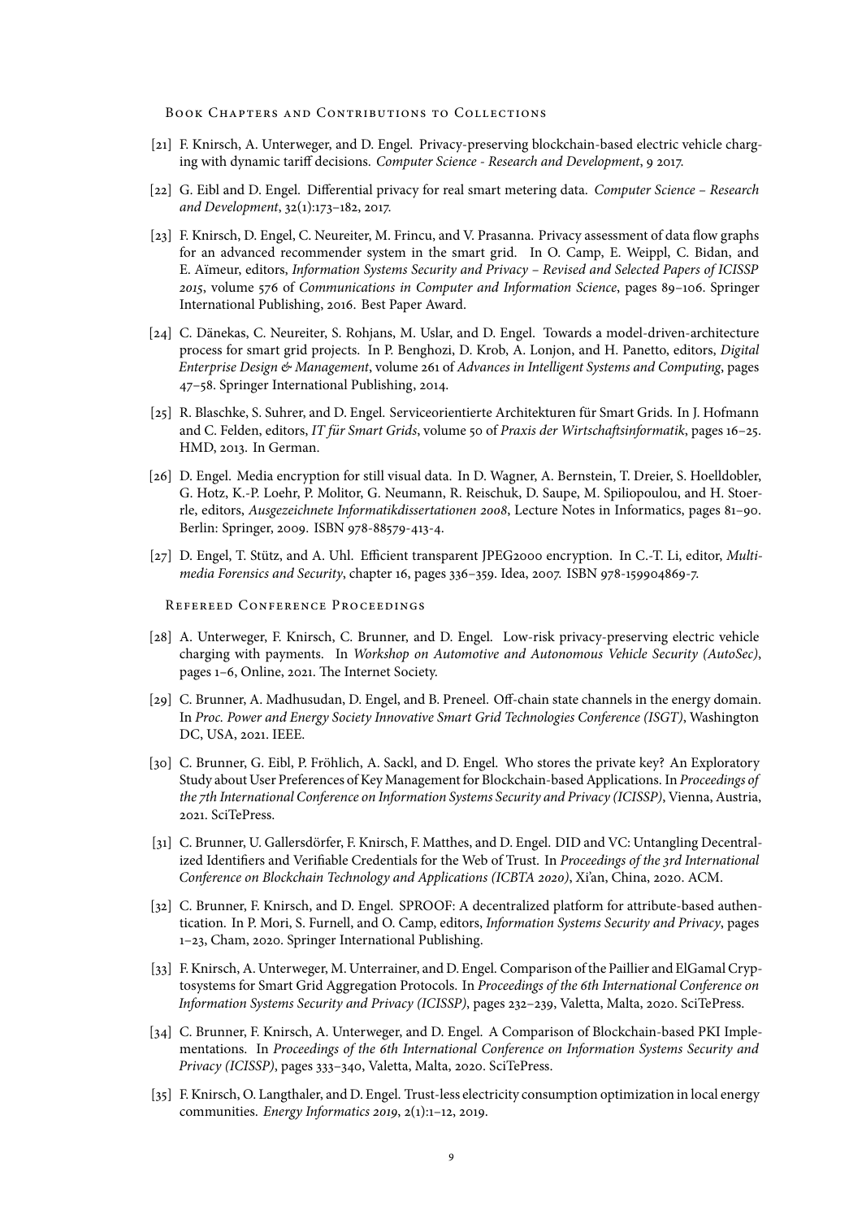### Book Chapters and Contributions to Collections

[21] F. Knirsch, A. Unterweger, and D. Engel. Privacy-preserving blockchain-based electric vehicle charging with dynamic tariff decisions. *Computer Science - Research and Development*, 9 2017.

[22] G. Eibl and D. Engel. Differential privacy for real smart metering data. *Computer Science – Research and Development*, 32(1):173–182, 2017.

[23] F. Knirsch, D. Engel, C. Neureiter, M. Frincu, and V. Prasanna. Privacy assessment of data flow graphs for an advanced recommender system in the smart grid. In O. Camp, E. Weippl, C. Bidan, and E. Aïmeur, editors, *Information Systems Security and Privacy – Revised and Selected Papers of ICISSP 2015*, volume 576 of *Communications in Computer and Information Science*, pages 89–106. Springer International Publishing, 2016. Best Paper Award.

[24] C. Dänekas, C. Neureiter, S. Rohjans, M. Uslar, and D. Engel. Towards a model-driven-architecture process for smart grid projects. In P. Benghozi, D. Krob, A. Lonjon, and H. Panetto, editors, *Digital Enterprise Design & Management*, volume 261 of *Advances in Intelligent Systems and Computing*, pages 47–58. Springer International Publishing, 2014.

[25] R. Blaschke, S. Suhrer, and D. Engel. Serviceorientierte Architekturen für Smart Grids. In J. Hofmann and C. Felden, editors, *IT für Smart Grids*, volume 50 of *Praxis der Wirtschaftsinformatik*, pages 16–25. HMD, 2013. In German.

[26] D. Engel. Media encryption for still visual data. In D. Wagner, A. Bernstein, T. Dreier, S. Hoelldobler, G. Hotz, K.-P. Loehr, P. Molitor, G. Neumann, R. Reischuk, D. Saupe, M. Spiliopoulou, and H. Stoerrle, editors, *Ausgezeichnete Informatikdissertationen 2008*, Lecture Notes in Informatics, pages 81–90. Berlin: Springer, 2009. ISBN 978-88579-413-4.

[27] D. Engel, T. Stütz, and A. Uhl. Efficient transparent JPEG2000 encryption. In C.-T. Li, editor, *Multimedia Forensics and Security*, chapter 16, pages 336–359. Idea, 2007. ISBN 978-159904869-7.

### Refereed Conference Proceedings

[28] A. Unterweger, F. Knirsch, C. Brunner, and D. Engel. Low-risk privacy-preserving electric vehicle charging with payments. In *Workshop on Automotive and Autonomous Vehicle Security (AutoSec)*, pages 1–6, Online, 2021. The Internet Society.

[29] C. Brunner, A. Madhusudan, D. Engel, and B. Preneel. Off-chain state channels in the energy domain. In *Proc. Power and Energy Society Innovative Smart Grid Technologies Conference (ISGT)*, Washington DC, USA, 2021. IEEE.

[30] C. Brunner, G. Eibl, P. Fröhlich, A. Sackl, and D. Engel. Who stores the private key? An Exploratory Study about User Preferences of Key Management for Blockchain-based Applications. In *Proceedings of the 7th International Conference on Information Systems Security and Privacy (ICISSP)*, Vienna, Austria, 2021. SciTePress.

[31] C. Brunner, U. Gallersdörfer, F. Knirsch, F. Matthes, and D. Engel. DID and VC: Untangling Decentralized Identifiers and Verifiable Credentials for the Web of Trust. In *Proceedings of the 3rd International Conference on Blockchain Technology and Applications (ICBTA 2020)*, Xi'an, China, 2020. ACM.

[32] C. Brunner, F. Knirsch, and D. Engel. SPROOF: A decentralized platform for attribute-based authentication. In P. Mori, S. Furnell, and O. Camp, editors, *Information Systems Security and Privacy*, pages 1–23, Cham, 2020. Springer International Publishing.

[33] F. Knirsch, A. Unterweger, M. Unterrainer, and D. Engel. Comparison of the Paillier and ElGamal Cryptosystems for Smart Grid Aggregation Protocols. In *Proceedings of the 6th International Conference on Information Systems Security and Privacy (ICISSP)*, pages 232–239, Valetta, Malta, 2020. SciTePress.

[34] C. Brunner, F. Knirsch, A. Unterweger, and D. Engel. A Comparison of Blockchain-based PKI Implementations. In *Proceedings of the 6th International Conference on Information Systems Security and Privacy (ICISSP)*, pages 333–340, Valetta, Malta, 2020. SciTePress.

[35] F. Knirsch, O. Langthaler, and D. Engel. Trust-less electricity consumption optimization in local energy communities. *Energy Informatics 2019*, 2(1):1–12, 2019.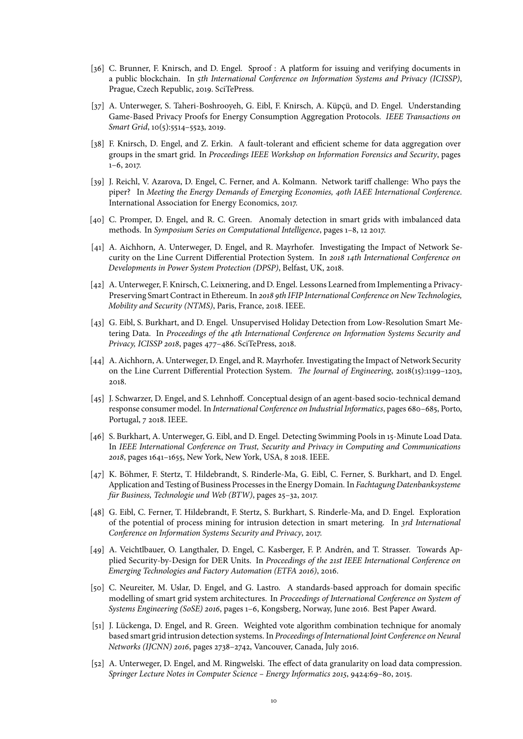[36] C. Brunner, F. Knirsch, and D. Engel. Sproof : A platform for issuing and verifying documents in a public blockchain. In *5th International Conference on Information Systems and Privacy (ICISSP)*, Prague, Czech Republic, 2019. SciTePress.

[37] A. Unterweger, S. Taheri-Boshrooyeh, G. Eibl, F. Knirsch, A. Küpçü, and D. Engel. Understanding Game-Based Privacy Proofs for Energy Consumption Aggregation Protocols. *IEEE Transactions on Smart Grid*, 10(5):5514–5523, 2019.

[38] F. Knirsch, D. Engel, and Z. Erkin. A fault-tolerant and efficient scheme for data aggregation over groups in the smart grid. In *Proceedings IEEE Workshop on Information Forensics and Security*, pages 1–6, 2017.

[39] J. Reichl, V. Azarova, D. Engel, C. Ferner, and A. Kolmann. Network tariff challenge: Who pays the piper? In *Meeting the Energy Demands of Emerging Economies, 40th IAEE International Conference*. International Association for Energy Economics, 2017.

[40] C. Promper, D. Engel, and R. C. Green. Anomaly detection in smart grids with imbalanced data methods. In *Symposium Series on Computational Intelligence*, pages 1–8, 12 2017.

[41] A. Aichhorn, A. Unterweger, D. Engel, and R. Mayrhofer. Investigating the Impact of Network Security on the Line Current Differential Protection System. In *2018 14th International Conference on Developments in Power System Protection (DPSP)*, Belfast, UK, 2018.

[42] A. Unterweger, F. Knirsch, C. Leixnering, and D. Engel. Lessons Learned from Implementing a Privacy-Preserving Smart Contract in Ethereum. In *2018 9th IFIP International Conference on New Technologies, Mobility and Security (NTMS)*, Paris, France, 2018. IEEE.

[43] G. Eibl, S. Burkhart, and D. Engel. Unsupervised Holiday Detection from Low-Resolution Smart Metering Data. In *Proceedings of the 4th International Conference on Information Systems Security and Privacy, ICISSP 2018*, pages 477–486. SciTePress, 2018.

[44] A. Aichhorn, A. Unterweger, D. Engel, and R. Mayrhofer. Investigating the Impact of Network Security on the Line Current Differential Protection System. *The Journal of Engineering*, 2018(15):1199–1203, 2018.

[45] J. Schwarzer, D. Engel, and S. Lehnhoff. Conceptual design of an agent-based socio-technical demand response consumer model. In *International Conference on Industrial Informatics*, pages 680–685, Porto, Portugal, 7 2018. IEEE.

[46] S. Burkhart, A. Unterweger, G. Eibl, and D. Engel. Detecting Swimming Pools in 15-Minute Load Data. In *IEEE International Conference on Trust, Security and Privacy in Computing and Communications 2018*, pages 1641–1655, New York, New York, USA, 8 2018. IEEE.

[47] K. Böhmer, F. Stertz, T. Hildebrandt, S. Rinderle-Ma, G. Eibl, C. Ferner, S. Burkhart, and D. Engel. Application and Testing of Business Processes in the Energy Domain. In *Fachtagung Datenbanksysteme für Business, Technologie und Web (BTW)*, pages 25–32, 2017.

[48] G. Eibl, C. Ferner, T. Hildebrandt, F. Stertz, S. Burkhart, S. Rinderle-Ma, and D. Engel. Exploration of the potential of process mining for intrusion detection in smart metering. In *3rd International Conference on Information Systems Security and Privacy*, 2017.

[49] A. Veichtlbauer, O. Langthaler, D. Engel, C. Kasberger, F. P. Andrén, and T. Strasser. Towards Applied Security-by-Design for DER Units. In *Proceedings of the 21st IEEE International Conference on Emerging Technologies and Factory Automation (ETFA 2016)*, 2016.

[50] C. Neureiter, M. Uslar, D. Engel, and G. Lastro. A standards-based approach for domain specific modelling of smart grid system architectures. In *Proceedings of International Conference on System of Systems Engineering (SoSE) 2016*, pages 1–6, Kongsberg, Norway, June 2016. Best Paper Award.

[51] J. Lückenga, D. Engel, and R. Green. Weighted vote algorithm combination technique for anomaly based smart grid intrusion detection systems. In *Proceedings of International Joint Conference on Neural Networks (IJCNN) 2016*, pages 2738–2742, Vancouver, Canada, July 2016.

[52] A. Unterweger, D. Engel, and M. Ringwelski. The effect of data granularity on load data compression. *Springer Lecture Notes in Computer Science – Energy Informatics 2015*, 9424:69–80, 2015.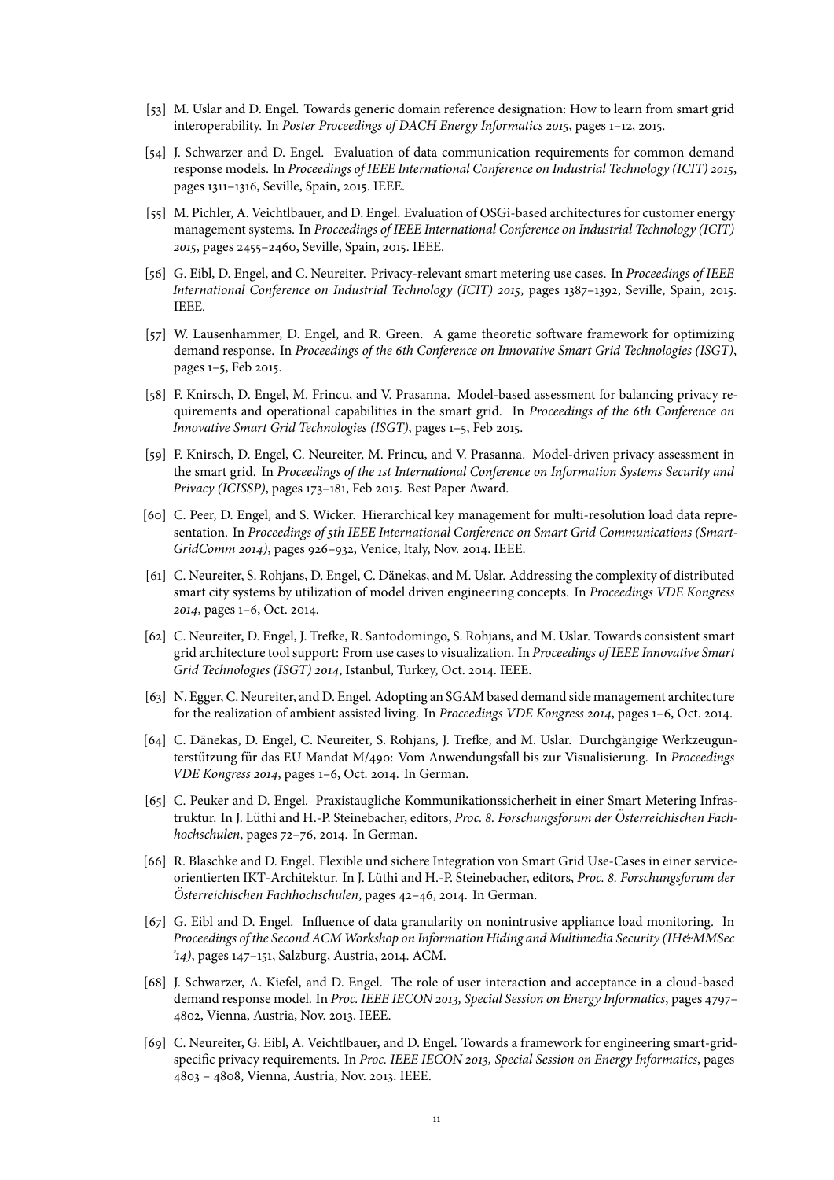[53] M. Uslar and D. Engel. Towards generic domain reference designation: How to learn from smart grid interoperability. In *Poster Proceedings of DACH Energy Informatics 2015*, pages 1–12, 2015.

[54] J. Schwarzer and D. Engel. Evaluation of data communication requirements for common demand response models. In *Proceedings of IEEE International Conference on Industrial Technology (ICIT) 2015*, pages 1311–1316, Seville, Spain, 2015. IEEE.

[55] M. Pichler, A. Veichtlbauer, and D. Engel. Evaluation of OSGi-based architectures for customer energy management systems. In *Proceedings of IEEE International Conference on Industrial Technology (ICIT) 2015*, pages 2455–2460, Seville, Spain, 2015. IEEE.

[56] G. Eibl, D. Engel, and C. Neureiter. Privacy-relevant smart metering use cases. In *Proceedings of IEEE International Conference on Industrial Technology (ICIT) 2015*, pages 1387–1392, Seville, Spain, 2015. IEEE.

[57] W. Lausenhammer, D. Engel, and R. Green. A game theoretic software framework for optimizing demand response. In *Proceedings of the 6th Conference on Innovative Smart Grid Technologies (ISGT)*, pages 1–5, Feb 2015.

[58] F. Knirsch, D. Engel, M. Frincu, and V. Prasanna. Model-based assessment for balancing privacy requirements and operational capabilities in the smart grid. In *Proceedings of the 6th Conference on Innovative Smart Grid Technologies (ISGT)*, pages 1–5, Feb 2015.

[59] F. Knirsch, D. Engel, C. Neureiter, M. Frincu, and V. Prasanna. Model-driven privacy assessment in the smart grid. In *Proceedings of the 1st International Conference on Information Systems Security and Privacy (ICISSP)*, pages 173–181, Feb 2015. Best Paper Award.

[60] C. Peer, D. Engel, and S. Wicker. Hierarchical key management for multi-resolution load data representation. In *Proceedings of 5th IEEE International Conference on Smart Grid Communications (SmartGridComm 2014)*, pages 926–932, Venice, Italy, Nov. 2014. IEEE.

[61] C. Neureiter, S. Rohjans, D. Engel, C. Dänekas, and M. Uslar. Addressing the complexity of distributed smart city systems by utilization of model driven engineering concepts. In *Proceedings VDE Kongress 2014*, pages 1–6, Oct. 2014.

[62] C. Neureiter, D. Engel, J. Trefke, R. Santodomingo, S. Rohjans, and M. Uslar. Towards consistent smart grid architecture tool support: From use cases to visualization. In *Proceedings of IEEE Innovative Smart Grid Technologies (ISGT) 2014*, Istanbul, Turkey, Oct. 2014. IEEE.

[63] N. Egger, C. Neureiter, and D. Engel. Adopting an SGAM based demand side management architecture for the realization of ambient assisted living. In *Proceedings VDE Kongress 2014*, pages 1–6, Oct. 2014.

[64] C. Dänekas, D. Engel, C. Neureiter, S. Rohjans, J. Trefke, and M. Uslar. Durchgängige Werkzeugunterstützung für das EU Mandat M/490: Vom Anwendungsfall bis zur Visualisierung. In *Proceedings VDE Kongress 2014*, pages 1–6, Oct. 2014. In German.

[65] C. Peuker and D. Engel. Praxistaugliche Kommunikationssicherheit in einer Smart Metering Infrastruktur. In J. Lüthi and H.-P. Steinebacher, editors, *Proc. 8. Forschungsforum der Österreichischen Fachhochschulen*, pages 72–76, 2014. In German.

[66] R. Blaschke and D. Engel. Flexible und sichere Integration von Smart Grid Use-Cases in einer serviceorientierten IKT-Architektur. In J. Lüthi and H.-P. Steinebacher, editors, *Proc. 8. Forschungsforum der Österreichischen Fachhochschulen*, pages 42–46, 2014. In German.

[67] G. Eibl and D. Engel. Influence of data granularity on nonintrusive appliance load monitoring. In *Proceedings of the Second ACM Workshop on Information Hiding and Multimedia Security (IH&MMSec '14)*, pages 147–151, Salzburg, Austria, 2014. ACM.

[68] J. Schwarzer, A. Kiefel, and D. Engel. The role of user interaction and acceptance in a cloud-based demand response model. In *Proc. IEEE IECON 2013, Special Session on Energy Informatics*, pages 4797–4802, Vienna, Austria, Nov. 2013. IEEE.

[69] C. Neureiter, G. Eibl, A. Veichtlbauer, and D. Engel. Towards a framework for engineering smart-grid-specific privacy requirements. In *Proc. IEEE IECON 2013, Special Session on Energy Informatics*, pages 4803 – 4808, Vienna, Austria, Nov. 2013. IEEE.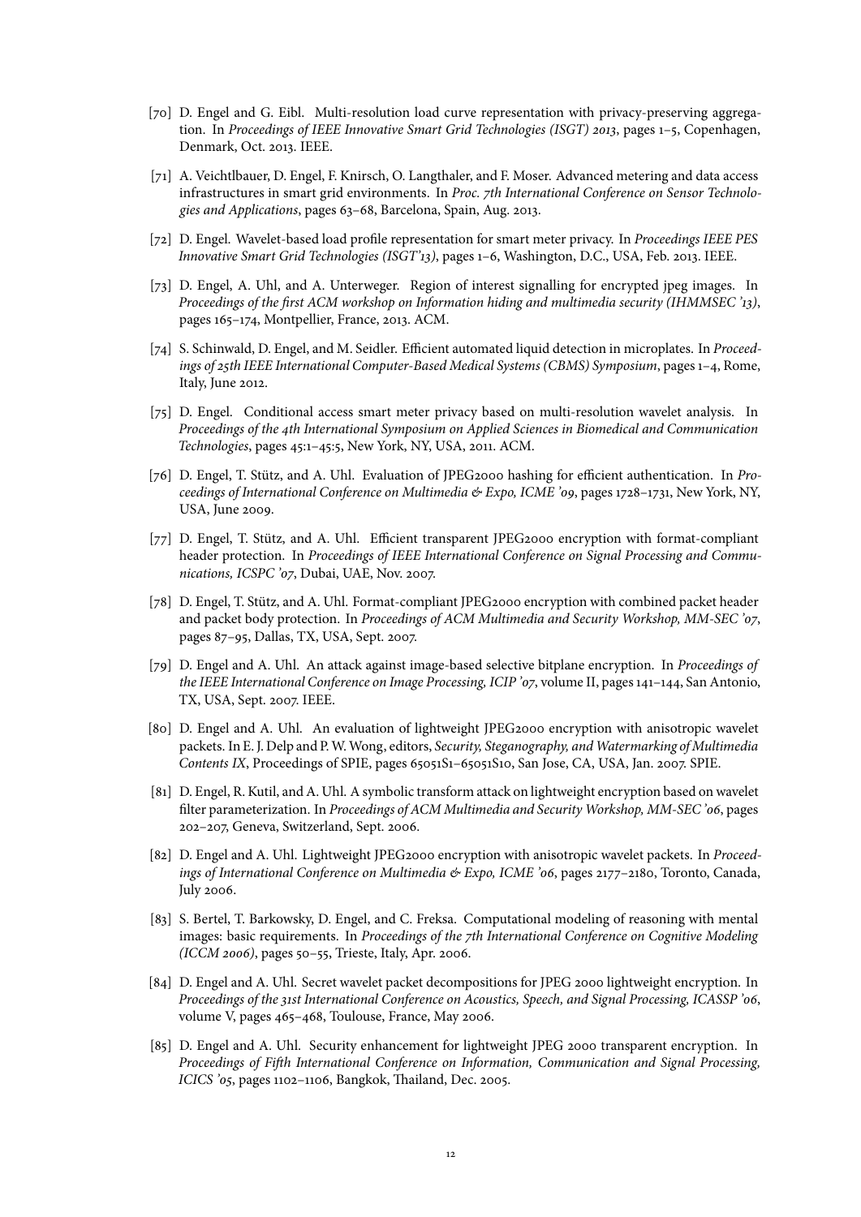[70] D. Engel and G. Eibl. Multi-resolution load curve representation with privacy-preserving aggregation. In *Proceedings of IEEE Innovative Smart Grid Technologies (ISGT) 2013*, pages 1–5, Copenhagen, Denmark, Oct. 2013. IEEE.

[71] A. Veichtlbauer, D. Engel, F. Knirsch, O. Langthaler, and F. Moser. Advanced metering and data access infrastructures in smart grid environments. In *Proc. 7th International Conference on Sensor Technologies and Applications*, pages 63–68, Barcelona, Spain, Aug. 2013.

[72] D. Engel. Wavelet-based load profile representation for smart meter privacy. In *Proceedings IEEE PES Innovative Smart Grid Technologies (ISGT'13)*, pages 1–6, Washington, D.C., USA, Feb. 2013. IEEE.

[73] D. Engel, A. Uhl, and A. Unterweger. Region of interest signalling for encrypted jpeg images. In *Proceedings of the first ACM workshop on Information hiding and multimedia security (IHMMSEC '13)*, pages 165–174, Montpellier, France, 2013. ACM.

[74] S. Schinwald, D. Engel, and M. Seidler. Efficient automated liquid detection in microplates. In *Proceedings of 25th IEEE International Computer-Based Medical Systems (CBMS) Symposium*, pages 1–4, Rome, Italy, June 2012.

[75] D. Engel. Conditional access smart meter privacy based on multi-resolution wavelet analysis. In *Proceedings of the 4th International Symposium on Applied Sciences in Biomedical and Communication Technologies*, pages 45:1–45:5, New York, NY, USA, 2011. ACM.

[76] D. Engel, T. Stütz, and A. Uhl. Evaluation of JPEG2000 hashing for efficient authentication. In *Proceedings of International Conference on Multimedia & Expo, ICME '09*, pages 1728–1731, New York, NY, USA, June 2009.

[77] D. Engel, T. Stütz, and A. Uhl. Efficient transparent JPEG2000 encryption with format-compliant header protection. In *Proceedings of IEEE International Conference on Signal Processing and Communications, ICSPC '07*, Dubai, UAE, Nov. 2007.

[78] D. Engel, T. Stütz, and A. Uhl. Format-compliant JPEG2000 encryption with combined packet header and packet body protection. In *Proceedings of ACM Multimedia and Security Workshop, MM-SEC '07*, pages 87–95, Dallas, TX, USA, Sept. 2007.

[79] D. Engel and A. Uhl. An attack against image-based selective bitplane encryption. In *Proceedings of the IEEE International Conference on Image Processing, ICIP '07*, volume II, pages 141–144, San Antonio, TX, USA, Sept. 2007. IEEE.

[80] D. Engel and A. Uhl. An evaluation of lightweight JPEG2000 encryption with anisotropic wavelet packets. In E. J. Delp and P. W. Wong, editors, *Security, Steganography, and Watermarking of Multimedia Contents IX*, Proceedings of SPIE, pages 65051S1–65051S10, San Jose, CA, USA, Jan. 2007. SPIE.

[81] D. Engel, R. Kutil, and A. Uhl. A symbolic transform attack on lightweight encryption based on wavelet filter parameterization. In *Proceedings of ACM Multimedia and Security Workshop, MM-SEC '06*, pages 202–207, Geneva, Switzerland, Sept. 2006.

[82] D. Engel and A. Uhl. Lightweight JPEG2000 encryption with anisotropic wavelet packets. In *Proceedings of International Conference on Multimedia & Expo, ICME '06*, pages 2177–2180, Toronto, Canada, July 2006.

[83] S. Bertel, T. Barkowsky, D. Engel, and C. Freksa. Computational modeling of reasoning with mental images: basic requirements. In *Proceedings of the 7th International Conference on Cognitive Modeling (ICCM 2006)*, pages 50–55, Trieste, Italy, Apr. 2006.

[84] D. Engel and A. Uhl. Secret wavelet packet decompositions for JPEG 2000 lightweight encryption. In *Proceedings of the 31st International Conference on Acoustics, Speech, and Signal Processing, ICASSP '06*, volume V, pages 465–468, Toulouse, France, May 2006.

[85] D. Engel and A. Uhl. Security enhancement for lightweight JPEG 2000 transparent encryption. In *Proceedings of Fifth International Conference on Information, Communication and Signal Processing, ICICS '05*, pages 1102–1106, Bangkok, Thailand, Dec. 2005.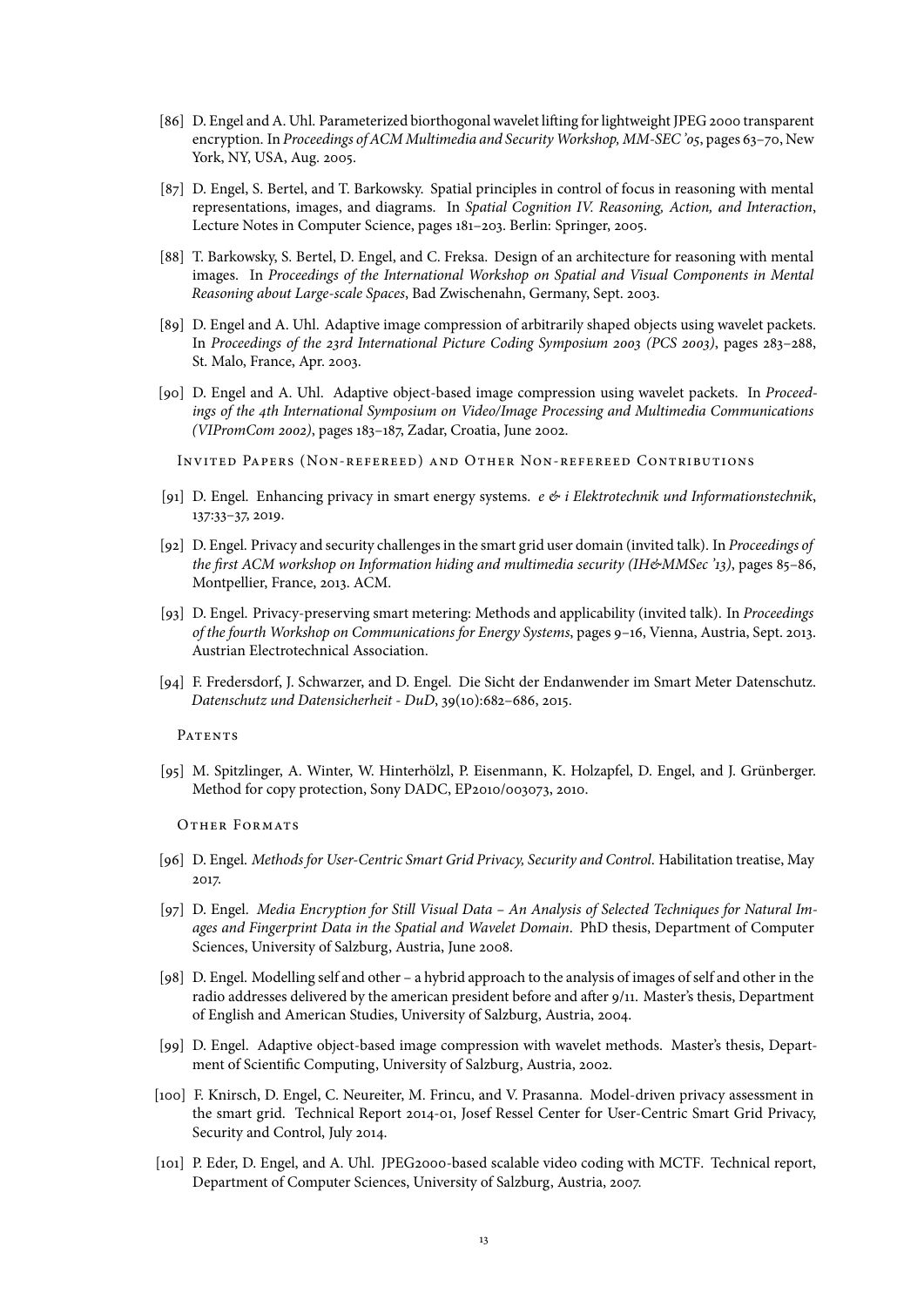[86] D. Engel and A. Uhl. Parameterized biorthogonal wavelet lifting for lightweight JPEG 2000 transparent encryption. In *Proceedings of ACM Multimedia and Security Workshop, MM-SEC '05*, pages 63–70, New York, NY, USA, Aug. 2005.

[87] D. Engel, S. Bertel, and T. Barkowsky. Spatial principles in control of focus in reasoning with mental representations, images, and diagrams. In *Spatial Cognition IV. Reasoning, Action, and Interaction*, Lecture Notes in Computer Science, pages 181–203. Berlin: Springer, 2005.

[88] T. Barkowsky, S. Bertel, D. Engel, and C. Freksa. Design of an architecture for reasoning with mental images. In *Proceedings of the International Workshop on Spatial and Visual Components in Mental Reasoning about Large-scale Spaces*, Bad Zwischenahn, Germany, Sept. 2003.

[89] D. Engel and A. Uhl. Adaptive image compression of arbitrarily shaped objects using wavelet packets. In *Proceedings of the 23rd International Picture Coding Symposium 2003 (PCS 2003)*, pages 283–288, St. Malo, France, Apr. 2003.

[90] D. Engel and A. Uhl. Adaptive object-based image compression using wavelet packets. In *Proceedings of the 4th International Symposium on Video/Image Processing and Multimedia Communications (VIPromCom 2002)*, pages 183–187, Zadar, Croatia, June 2002.

### Invited Papers (Non-refereed) and Other Non-refereed Contributions

[91] D. Engel. Enhancing privacy in smart energy systems. *e & i Elektrotechnik und Informationstechnik*, 137:33–37, 2019.

[92] D. Engel. Privacy and security challenges in the smart grid user domain (invited talk). In *Proceedings of the first ACM workshop on Information hiding and multimedia security (IH&MMSec '13)*, pages 85–86, Montpellier, France, 2013. ACM.

[93] D. Engel. Privacy-preserving smart metering: Methods and applicability (invited talk). In *Proceedings of the fourth Workshop on Communications for Energy Systems*, pages 9–16, Vienna, Austria, Sept. 2013. Austrian Electrotechnical Association.

[94] F. Fredersdorf, J. Schwarzer, and D. Engel. Die Sicht der Endanwender im Smart Meter Datenschutz. *Datenschutz und Datensicherheit - DuD*, 39(10):682–686, 2015.

### Patents

[95] M. Spitzlinger, A. Winter, W. Hinterhölzl, P. Eisenmann, K. Holzapfel, D. Engel, and J. Grünberger. Method for copy protection, Sony DADC, EP2010/003073, 2010.

### Other Formats

[96] D. Engel. *Methods for User-Centric Smart Grid Privacy, Security and Control*. Habilitation treatise, May 2017.

[97] D. Engel. *Media Encryption for Still Visual Data – An Analysis of Selected Techniques for Natural Images and Fingerprint Data in the Spatial and Wavelet Domain*. PhD thesis, Department of Computer Sciences, University of Salzburg, Austria, June 2008.

[98] D. Engel. Modelling self and other – a hybrid approach to the analysis of images of self and other in the radio addresses delivered by the american president before and after 9/11. Master's thesis, Department of English and American Studies, University of Salzburg, Austria, 2004.

[99] D. Engel. Adaptive object-based image compression with wavelet methods. Master's thesis, Department of Scientific Computing, University of Salzburg, Austria, 2002.

[100] F. Knirsch, D. Engel, C. Neureiter, M. Frincu, and V. Prasanna. Model-driven privacy assessment in the smart grid. Technical Report 2014-01, Josef Ressel Center for User-Centric Smart Grid Privacy, Security and Control, July 2014.

[101] P. Eder, D. Engel, and A. Uhl. JPEG2000-based scalable video coding with MCTF. Technical report, Department of Computer Sciences, University of Salzburg, Austria, 2007.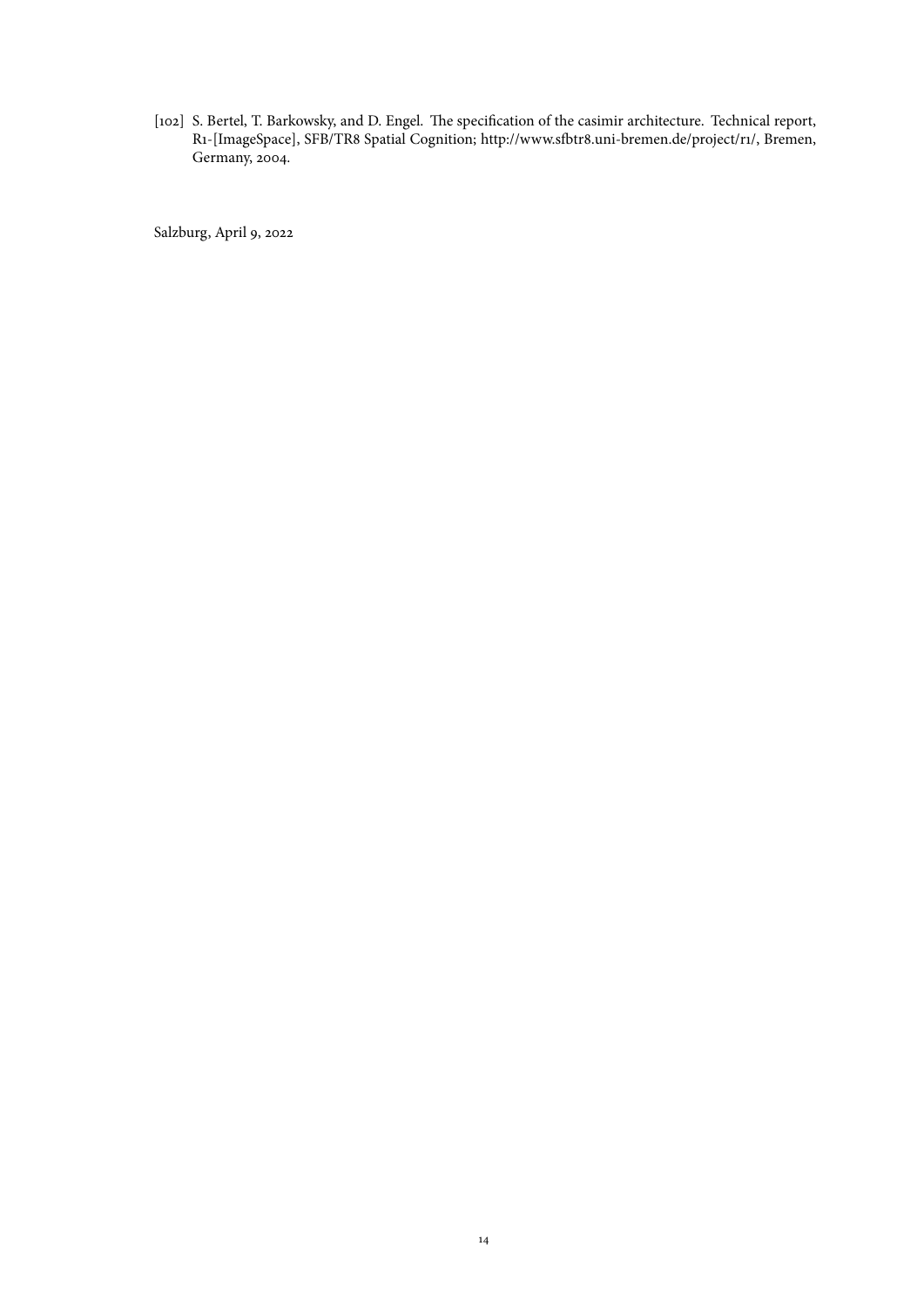[102] S. Bertel, T. Barkowsky, and D. Engel. The specification of the casimir architecture. Technical report, R1-[ImageSpace], SFB/TR8 Spatial Cognition; http://www.sfbtr8.uni-bremen.de/project/r1/, Bremen, Germany, 2004.

Salzburg, April 9, 2022